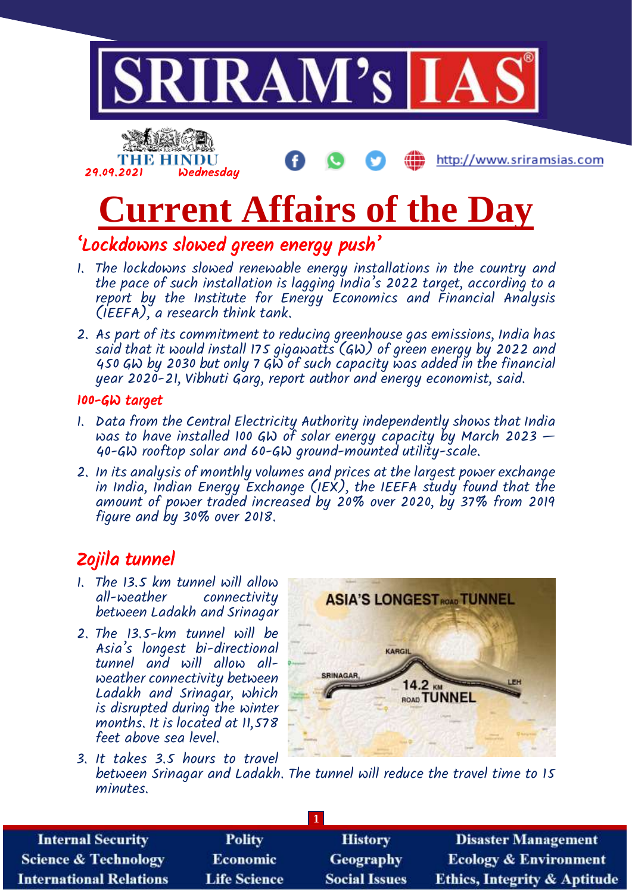29.09.2021 Wednesday

# Current Affairs of the Day

## 'Lockdowns slowed green energy push'

1. The lockdowns slowed renewable energy installations in the country and the pace of such installation is lagging India's 2022 target, according to a report by the Institute for Energy Economics and Financial Analysis (IEEFA), a research think tank.
2. As part of its commitment to reducing greenhouse gas emissions, India has said that it would install 175 gigawatts (GW) of green energy by 2022 and 450 GW by 2030 but only 7 GW of such capacity was added in the financial year 2020-21, Vibhuti Garg, report author and energy economist, said.

### 100-GW target

1. Data from the Central Electricity Authority independently shows that India was to have installed 100 GW of solar energy capacity by March 2023 — 40-GW rooftop solar and 60-GW ground-mounted utility-scale.
2. In its analysis of monthly volumes and prices at the largest power exchange in India, Indian Energy Exchange (IEX), the IEEFA study found that the amount of power traded increased by 20% over 2020, by 37% from 2019 figure and by 30% over 2018.

## Zojila tunnel

1. The 13.5 km tunnel will allow all-weather connectivity between Ladakh and Srinagar
2. The 13.5-km tunnel will be Asia's longest bi-directional tunnel and will allow all-weather connectivity between Ladakh and Srinagar, which is disrupted during the winter months. It is located at 11,578 feet above sea level.
3. It takes 3.5 hours to travel between Srinagar and Ladakh. The tunnel will reduce the travel time to 15 minutes.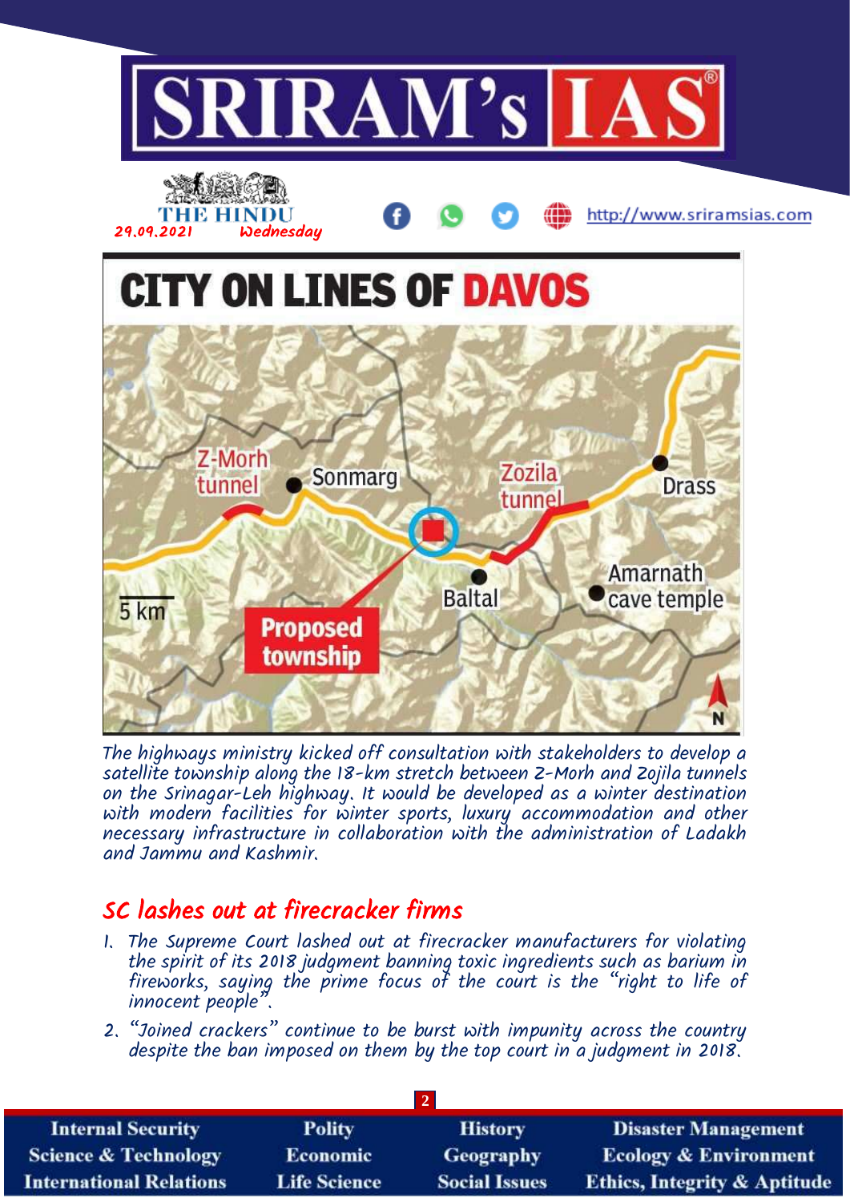# CITY ON LINES OF DAVOS

Z-Morh tunnel

Sonmarg

Zozila tunnel

Drass

Proposed township

Baltal

Amarnath cave temple

5 km

N

The highways ministry kicked off consultation with stakeholders to develop a satellite township along the 18-km stretch between Z-Morh and Zojila tunnels on the Srinagar-Leh highway. It would be developed as a winter destination with modern facilities for winter sports, luxury accommodation and other necessary infrastructure in collaboration with the administration of Ladakh and Jammu and Kashmir.

## SC lashes out at firecracker firms

1. The Supreme Court lashed out at firecracker manufacturers for violating the spirit of its 2018 judgment banning toxic ingredients such as barium in fireworks, saying the prime focus of the court is the "right to life of innocent people".
2. "Joined crackers" continue to be burst with impunity across the country despite the ban imposed on them by the top court in a judgment in 2018.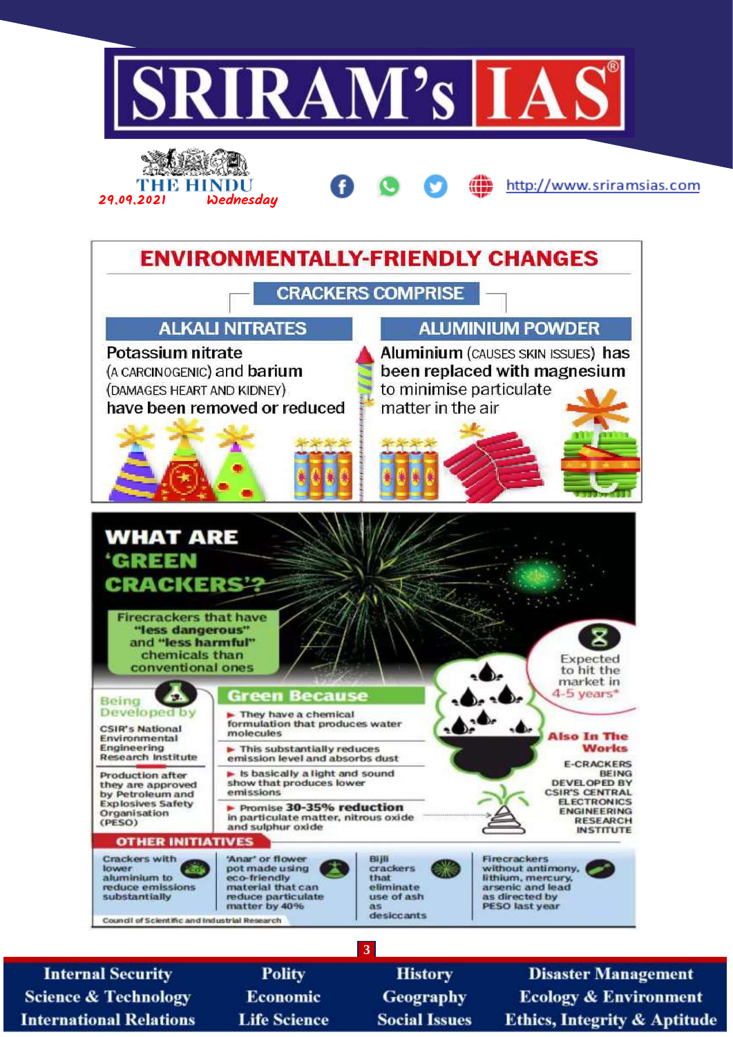# ENVIRONMENTALLY-FRIENDLY CHANGES

## CRACKERS COMPRISE

### ALKALI NITRATES

Potassium nitrate (A CARCINOGENIC) and barium (DAMAGES HEART AND KIDNEY) have been removed or reduced

### ALUMINIUM POWDER

Aluminium (CAUSES SKIN ISSUES) has been replaced with magnesium to minimise particulate matter in the air

# WHAT ARE 'GREEN CRACKERS'?

Firecrackers that have "less dangerous" and "less harmful" chemicals than conventional ones

**Being Developed by**

CSIR's National Environmental Engineering Research Institute

Production after they are approved by Petroleum and Explosives Safety Organisation (PESO)

## Green Because

- They have a chemical formulation that produces water molecules
- This substantially reduces emission level and absorbs dust
- Is basically a light and sound show that produces lower emissions
- Promise **30-35% reduction** in particulate matter, nitrous oxide and sulphur oxide

Expected to hit the market in 4-5 years*

**Also In The Works**

E-CRACKERS BEING DEVELOPED BY CSIR'S CENTRAL ELECTRONICS ENGINEERING RESEARCH INSTITUTE

## OTHER INITIATIVES

- Crackers with lower aluminium to reduce emissions substantially
- 'Anar' or flower pot made using eco-friendly material that can reduce particulate matter by 40%
- Bijli crackers that eliminate use of ash as desiccants
- Firecrackers without antimony, lithium, mercury, arsenic and lead as directed by PESO last year

*Council of Scientific and Industrial Research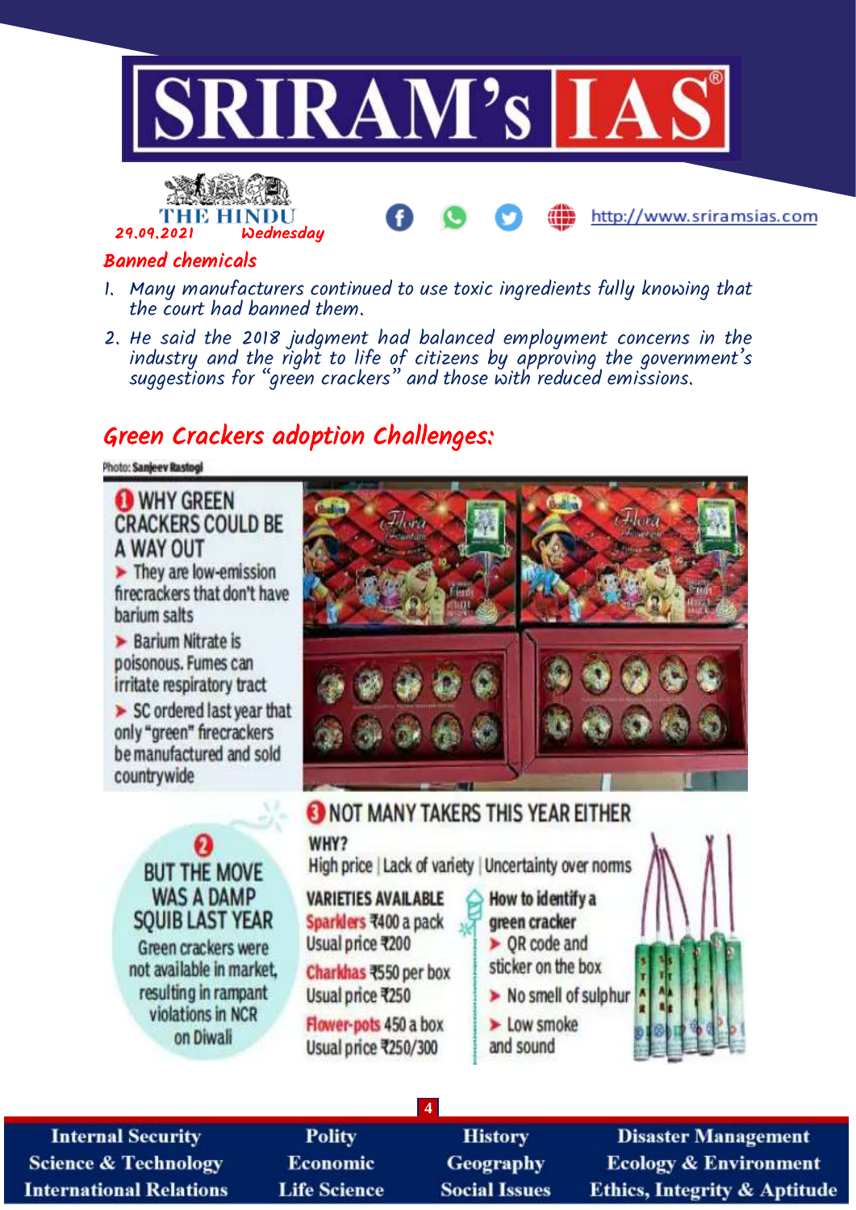## Banned chemicals

1. Many manufacturers continued to use toxic ingredients fully knowing that the court had banned them.
2. He said the 2018 judgment had balanced employment concerns in the industry and the right to life of citizens by approving the government's suggestions for "green crackers" and those with reduced emissions.

## Green Crackers adoption Challenges:

Photo: Sanjeev Rastogi

**1 WHY GREEN CRACKERS COULD BE A WAY OUT**

- They are low-emission firecrackers that don't have barium salts
- Barium Nitrate is poisonous. Fumes can irritate respiratory tract
- SC ordered last year that only "green" firecrackers be manufactured and sold countrywide

**2 BUT THE MOVE WAS A DAMP SQUIB LAST YEAR**

Green crackers were not available in market, resulting in rampant violations in NCR on Diwali

**3 NOT MANY TAKERS THIS YEAR EITHER**

**WHY?**

High price | Lack of variety | Uncertainty over norms

**VARIETIES AVAILABLE**

- Sparklers ₹400 a pack, Usual price ₹200
- Charkhas ₹550 per box, Usual price ₹250
- Flower-pots 450 a box, Usual price ₹250/300

**How to identify a green cracker**

- QR code and sticker on the box
- No smell of sulphur
- Low smoke and sound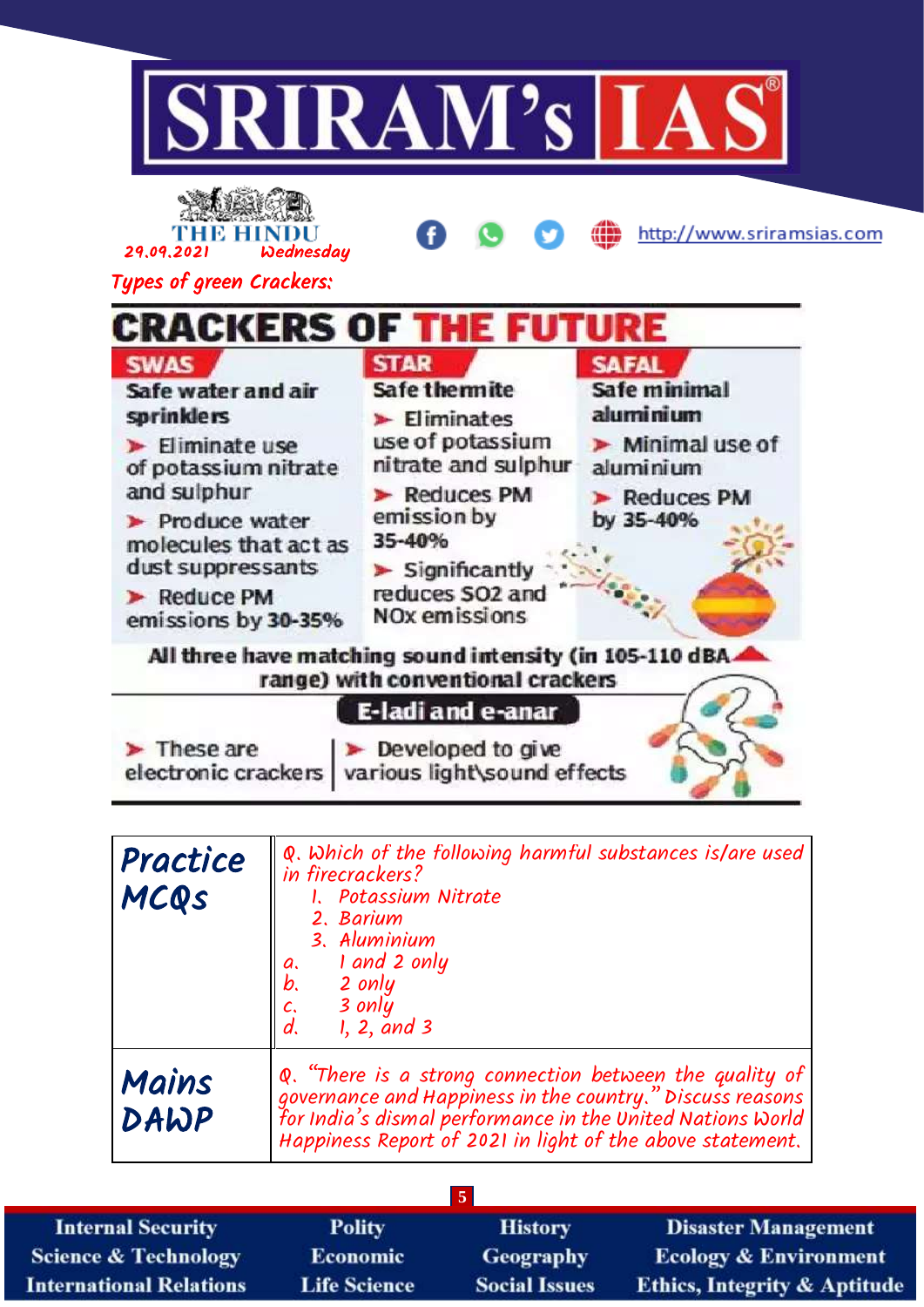*Types of green Crackers:*

## CRACKERS OF THE FUTURE

**SWAS**

**Safe water and air sprinklers**

- Eliminate use of potassium nitrate and sulphur
- Produce water molecules that act as dust suppressants
- Reduce PM emissions by 30-35%

**STAR**

**Safe thermite**

- Eliminates use of potassium nitrate and sulphur
- Reduces PM emission by 35-40%
- Significantly reduces SO2 and NOx emissions

**SAFAL**

**Safe minimal aluminium**

- Minimal use of aluminium
- Reduces PM by 35-40%

**All three have matching sound intensity (in 105-110 dBA range) with conventional crackers**

**E-ladi and e-anar**

- These are electronic crackers
- Developed to give various light\sound effects

| | |
|---|---|
| ***Practice MCQs*** | *Q. Which of the following harmful substances is/are used in firecrackers?*<br>*1. Potassium Nitrate*<br>*2. Barium*<br>*3. Aluminium*<br>*a. 1 and 2 only*<br>*b. 2 only*<br>*c. 3 only*<br>*d. 1, 2, and 3* |
| ***Mains DAWP*** | *Q. "There is a strong connection between the quality of governance and Happiness in the country." Discuss reasons for India's dismal performance in the United Nations World Happiness Report of 2021 in light of the above statement.* |